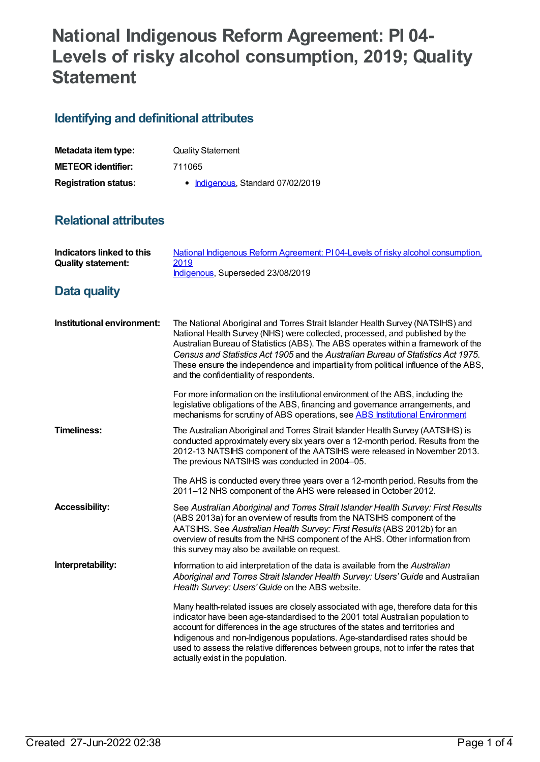# National Indigenous Reform Agreement: PI 04-Levels of risky alcohol consumption, 2019; Quality Statement

## Identifying and definitional attributes

| | |
|---|---|
| **Metadata item type:** | Quality Statement |
| **METEOR identifier:** | 711065 |
| **Registration status:** | • Indigenous, Standard 07/02/2019 |

## Relational attributes

| | |
|---|---|
| **Indicators linked to this Quality statement:** | National Indigenous Reform Agreement: PI 04-Levels of risky alcohol consumption, 2019<br>Indigenous, Superseded 23/08/2019 |

## Data quality

**Institutional environment:**

The National Aboriginal and Torres Strait Islander Health Survey (NATSIHS) and National Health Survey (NHS) were collected, processed, and published by the Australian Bureau of Statistics (ABS). The ABS operates within a framework of the *Census and Statistics Act 1905* and the *Australian Bureau of Statistics Act 1975*. These ensure the independence and impartiality from political influence of the ABS, and the confidentiality of respondents.

For more information on the institutional environment of the ABS, including the legislative obligations of the ABS, financing and governance arrangements, and mechanisms for scrutiny of ABS operations, see ABS Institutional Environment

**Timeliness:**

The Australian Aboriginal and Torres Strait Islander Health Survey (AATSIHS) is conducted approximately every six years over a 12-month period. Results from the 2012-13 NATSIHS component of the AATSIHS were released in November 2013. The previous NATSIHS was conducted in 2004–05.

The AHS is conducted every three years over a 12-month period. Results from the 2011–12 NHS component of the AHS were released in October 2012.

**Accessibility:**

See *Australian Aboriginal and Torres Strait Islander Health Survey: First Results* (ABS 2013a) for an overview of results from the NATSIHS component of the AATSIHS. See *Australian Health Survey: First Results* (ABS 2012b) for an overview of results from the NHS component of the AHS. Other information from this survey may also be available on request.

**Interpretability:**

Information to aid interpretation of the data is available from the *Australian Aboriginal and Torres Strait Islander Health Survey: Users' Guide* and Australian *Health Survey: Users' Guide* on the ABS website.

Many health-related issues are closely associated with age, therefore data for this indicator have been age-standardised to the 2001 total Australian population to account for differences in the age structures of the states and territories and Indigenous and non-Indigenous populations. Age-standardised rates should be used to assess the relative differences between groups, not to infer the rates that actually exist in the population.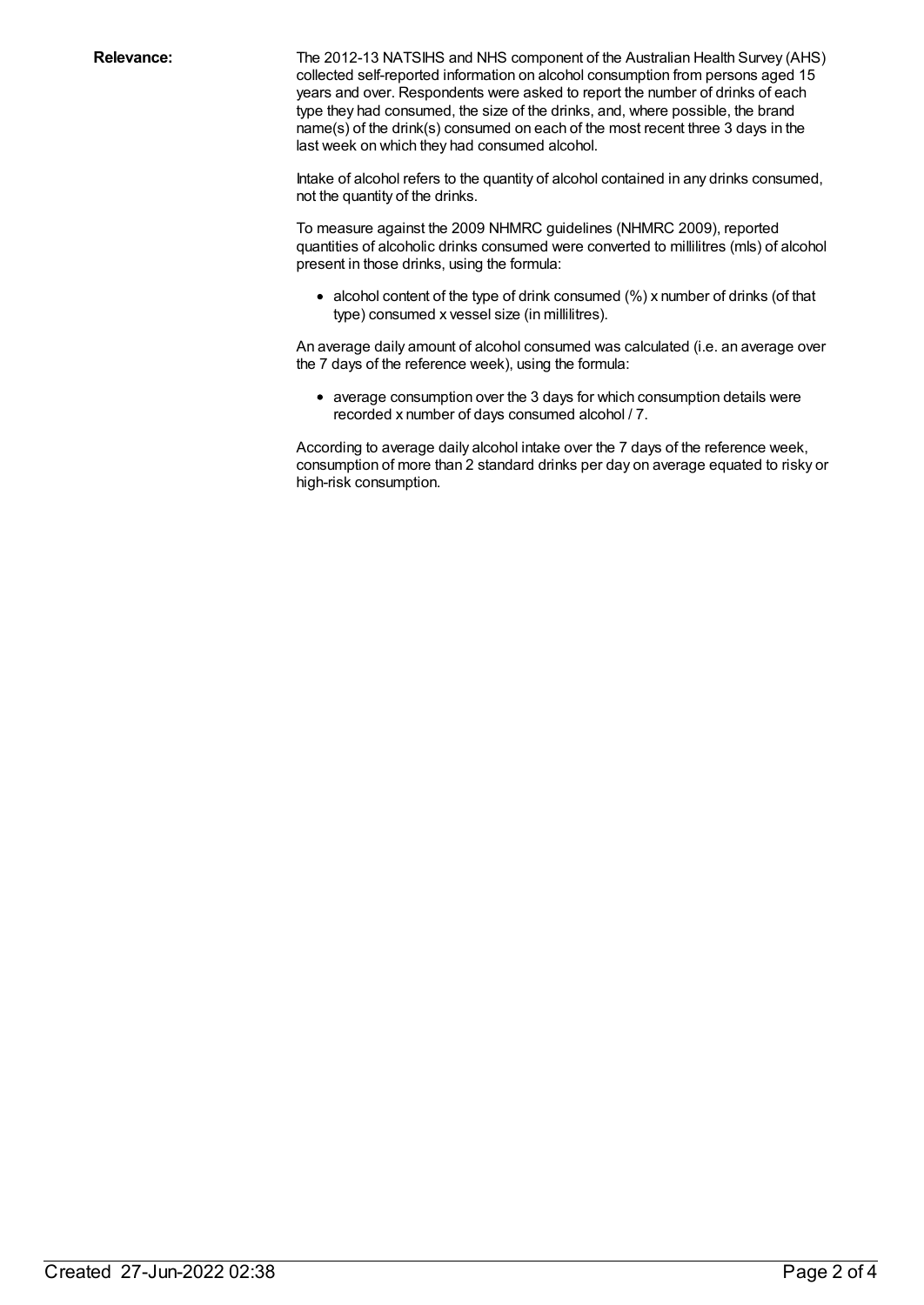**Relevance:**

The 2012-13 NATSIHS and NHS component of the Australian Health Survey (AHS) collected self-reported information on alcohol consumption from persons aged 15 years and over. Respondents were asked to report the number of drinks of each type they had consumed, the size of the drinks, and, where possible, the brand name(s) of the drink(s) consumed on each of the most recent three 3 days in the last week on which they had consumed alcohol.

Intake of alcohol refers to the quantity of alcohol contained in any drinks consumed, not the quantity of the drinks.

To measure against the 2009 NHMRC guidelines (NHMRC 2009), reported quantities of alcoholic drinks consumed were converted to millilitres (mls) of alcohol present in those drinks, using the formula:

- alcohol content of the type of drink consumed (%) x number of drinks (of that type) consumed x vessel size (in millilitres).

An average daily amount of alcohol consumed was calculated (i.e. an average over the 7 days of the reference week), using the formula:

- average consumption over the 3 days for which consumption details were recorded x number of days consumed alcohol / 7.

According to average daily alcohol intake over the 7 days of the reference week, consumption of more than 2 standard drinks per day on average equated to risky or high-risk consumption.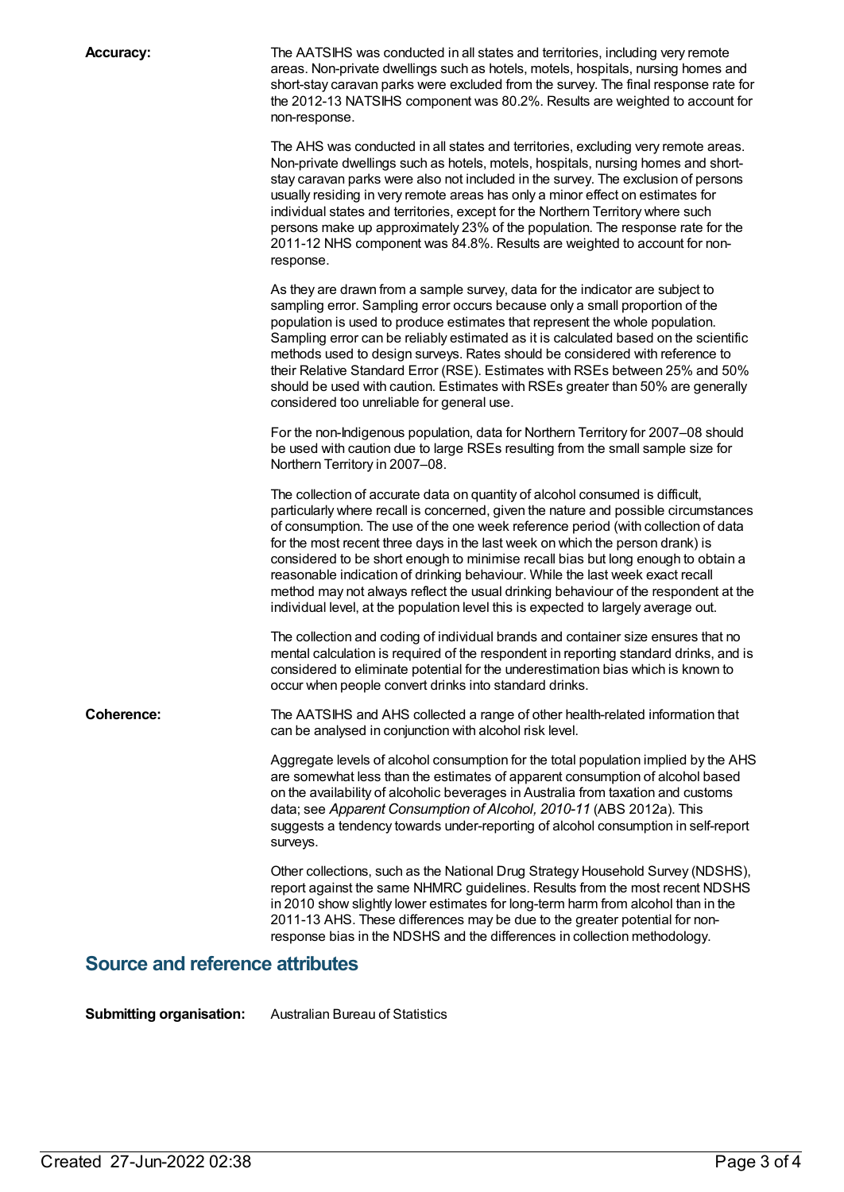**Accuracy:** The AATSIHS was conducted in all states and territories, including very remote areas. Non-private dwellings such as hotels, motels, hospitals, nursing homes and short-stay caravan parks were excluded from the survey. The final response rate for the 2012-13 NATSIHS component was 80.2%. Results are weighted to account for non-response.

The AHS was conducted in all states and territories, excluding very remote areas. Non-private dwellings such as hotels, motels, hospitals, nursing homes and short-stay caravan parks were also not included in the survey. The exclusion of persons usually residing in very remote areas has only a minor effect on estimates for individual states and territories, except for the Northern Territory where such persons make up approximately 23% of the population. The response rate for the 2011-12 NHS component was 84.8%. Results are weighted to account for non-response.

As they are drawn from a sample survey, data for the indicator are subject to sampling error. Sampling error occurs because only a small proportion of the population is used to produce estimates that represent the whole population. Sampling error can be reliably estimated as it is calculated based on the scientific methods used to design surveys. Rates should be considered with reference to their Relative Standard Error (RSE). Estimates with RSEs between 25% and 50% should be used with caution. Estimates with RSEs greater than 50% are generally considered too unreliable for general use.

For the non-Indigenous population, data for Northern Territory for 2007–08 should be used with caution due to large RSEs resulting from the small sample size for Northern Territory in 2007–08.

The collection of accurate data on quantity of alcohol consumed is difficult, particularly where recall is concerned, given the nature and possible circumstances of consumption. The use of the one week reference period (with collection of data for the most recent three days in the last week on which the person drank) is considered to be short enough to minimise recall bias but long enough to obtain a reasonable indication of drinking behaviour. While the last week exact recall method may not always reflect the usual drinking behaviour of the respondent at the individual level, at the population level this is expected to largely average out.

The collection and coding of individual brands and container size ensures that no mental calculation is required of the respondent in reporting standard drinks, and is considered to eliminate potential for the underestimation bias which is known to occur when people convert drinks into standard drinks.

**Coherence:** The AATSIHS and AHS collected a range of other health-related information that can be analysed in conjunction with alcohol risk level.

Aggregate levels of alcohol consumption for the total population implied by the AHS are somewhat less than the estimates of apparent consumption of alcohol based on the availability of alcoholic beverages in Australia from taxation and customs data; see *Apparent Consumption of Alcohol, 2010-11* (ABS 2012a). This suggests a tendency towards under-reporting of alcohol consumption in self-report surveys.

Other collections, such as the National Drug Strategy Household Survey (NDSHS), report against the same NHMRC guidelines. Results from the most recent NDSHS in 2010 show slightly lower estimates for long-term harm from alcohol than in the 2011-13 AHS. These differences may be due to the greater potential for non-response bias in the NDSHS and the differences in collection methodology.

## Source and reference attributes

**Submitting organisation:** Australian Bureau of Statistics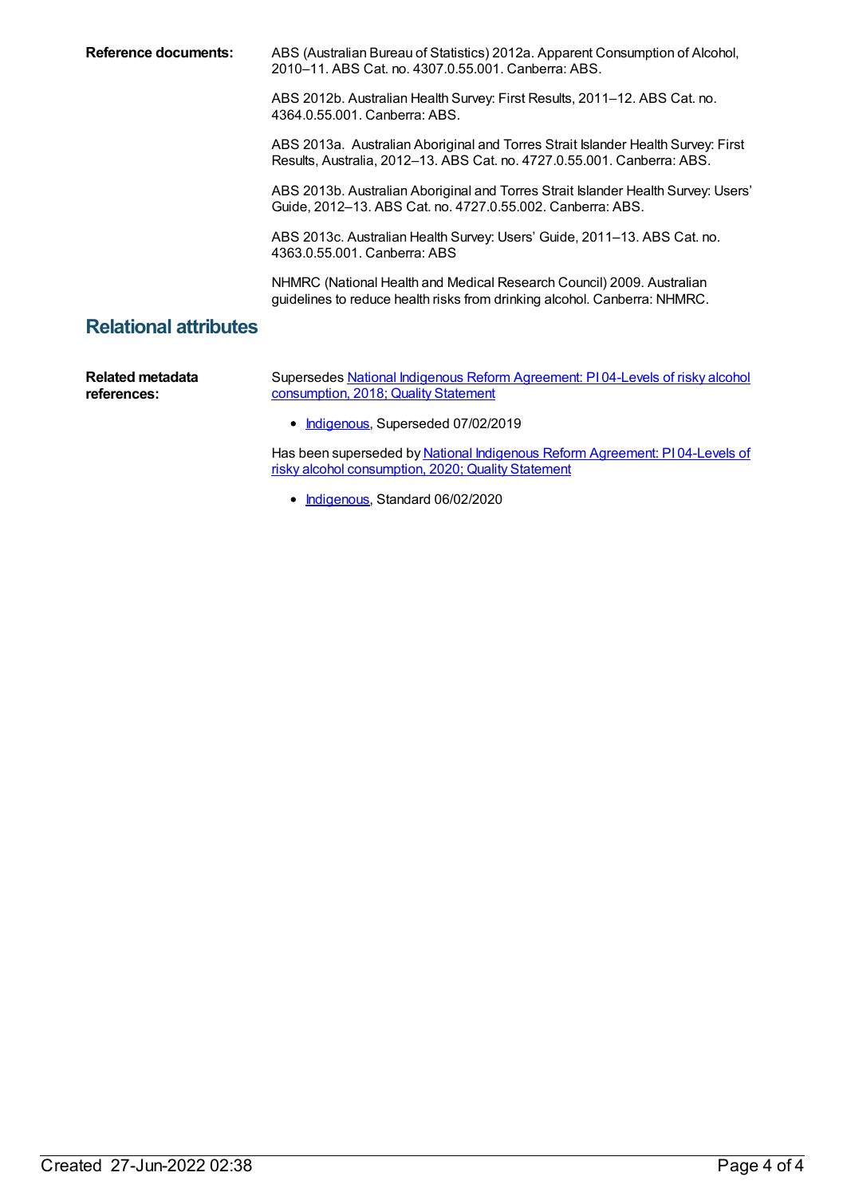**Reference documents:** ABS (Australian Bureau of Statistics) 2012a. Apparent Consumption of Alcohol, 2010–11. ABS Cat. no. 4307.0.55.001. Canberra: ABS.

ABS 2012b. Australian Health Survey: First Results, 2011–12. ABS Cat. no. 4364.0.55.001. Canberra: ABS.

ABS 2013a. Australian Aboriginal and Torres Strait Islander Health Survey: First Results, Australia, 2012–13. ABS Cat. no. 4727.0.55.001. Canberra: ABS.

ABS 2013b. Australian Aboriginal and Torres Strait Islander Health Survey: Users' Guide, 2012–13. ABS Cat. no. 4727.0.55.002. Canberra: ABS.

ABS 2013c. Australian Health Survey: Users' Guide, 2011–13. ABS Cat. no. 4363.0.55.001. Canberra: ABS

NHMRC (National Health and Medical Research Council) 2009. Australian guidelines to reduce health risks from drinking alcohol. Canberra: NHMRC.

## Relational attributes

**Related metadata references:** Supersedes National Indigenous Reform Agreement: PI 04-Levels of risky alcohol consumption, 2018; Quality Statement

- Indigenous, Superseded 07/02/2019

Has been superseded by National Indigenous Reform Agreement: PI 04-Levels of risky alcohol consumption, 2020; Quality Statement

- Indigenous, Standard 06/02/2020